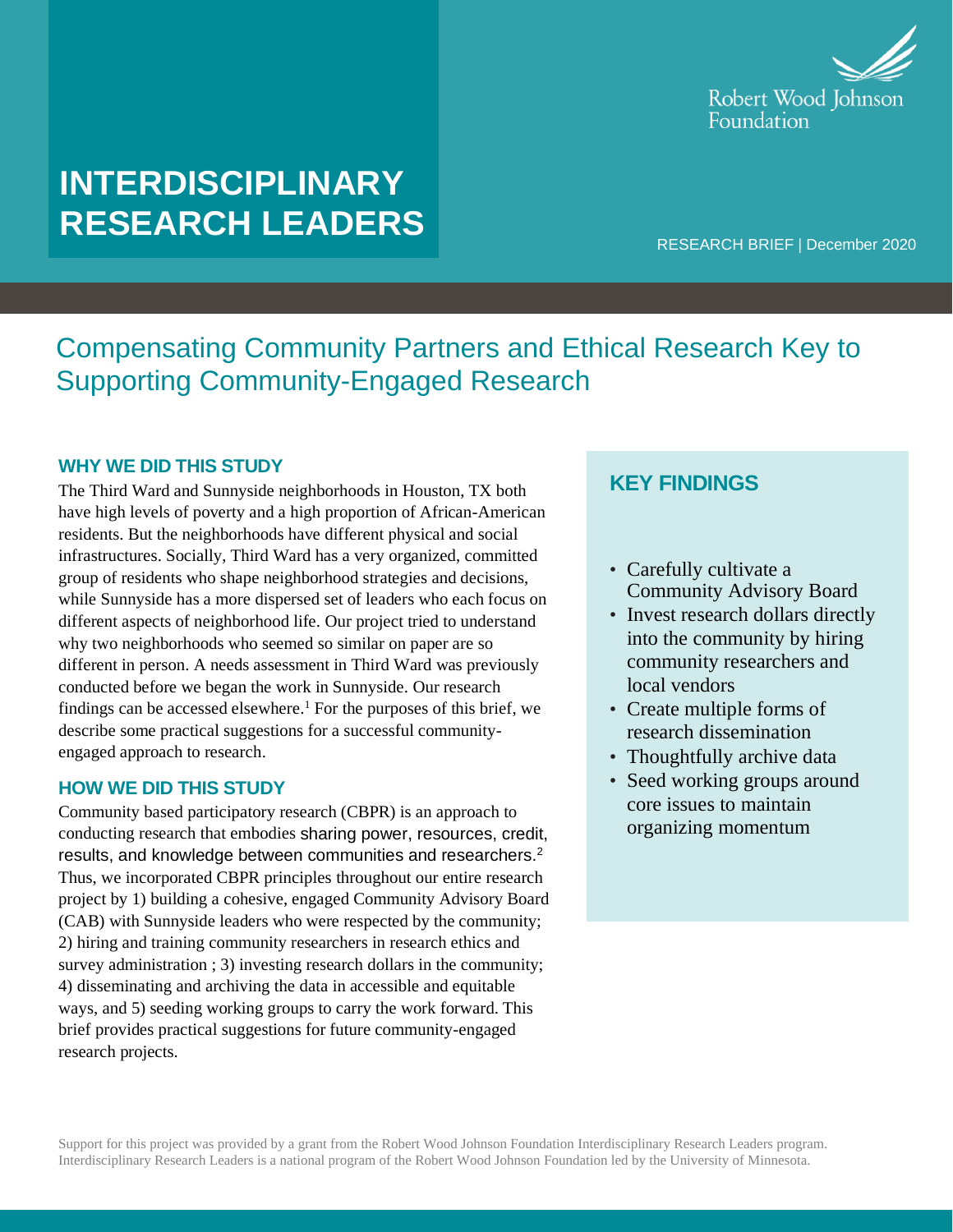Robert Wood Johnson Foundation

# INTERDISCIPLINARY RESEARCH LEADERS

RESEARCH BRIEF | December 2020

## Compensating Community Partners and Ethical Research Key to Supporting Community-Engaged Research

### WHY WE DID THIS STUDY

The Third Ward and Sunnyside neighborhoods in Houston, TX both have high levels of poverty and a high proportion of African-American residents. But the neighborhoods have different physical and social infrastructures. Socially, Third Ward has a very organized, committed group of residents who shape neighborhood strategies and decisions, while Sunnyside has a more dispersed set of leaders who each focus on different aspects of neighborhood life. Our project tried to understand why two neighborhoods who seemed so similar on paper are so different in person. A needs assessment in Third Ward was previously conducted before we began the work in Sunnyside. Our research findings can be accessed elsewhere.[1] For the purposes of this brief, we describe some practical suggestions for a successful community-engaged approach to research.

### HOW WE DID THIS STUDY

Community based participatory research (CBPR) is an approach to conducting research that embodies sharing power, resources, credit, results, and knowledge between communities and researchers.[2] Thus, we incorporated CBPR principles throughout our entire research project by 1) building a cohesive, engaged Community Advisory Board (CAB) with Sunnyside leaders who were respected by the community; 2) hiring and training community researchers in research ethics and survey administration ; 3) investing research dollars in the community; 4) disseminating and archiving the data in accessible and equitable ways, and 5) seeding working groups to carry the work forward. This brief provides practical suggestions for future community-engaged research projects.

### KEY FINDINGS

- Carefully cultivate a Community Advisory Board
- Invest research dollars directly into the community by hiring community researchers and local vendors
- Create multiple forms of research dissemination
- Thoughtfully archive data
- Seed working groups around core issues to maintain organizing momentum

Support for this project was provided by a grant from the Robert Wood Johnson Foundation Interdisciplinary Research Leaders program. Interdisciplinary Research Leaders is a national program of the Robert Wood Johnson Foundation led by the University of Minnesota.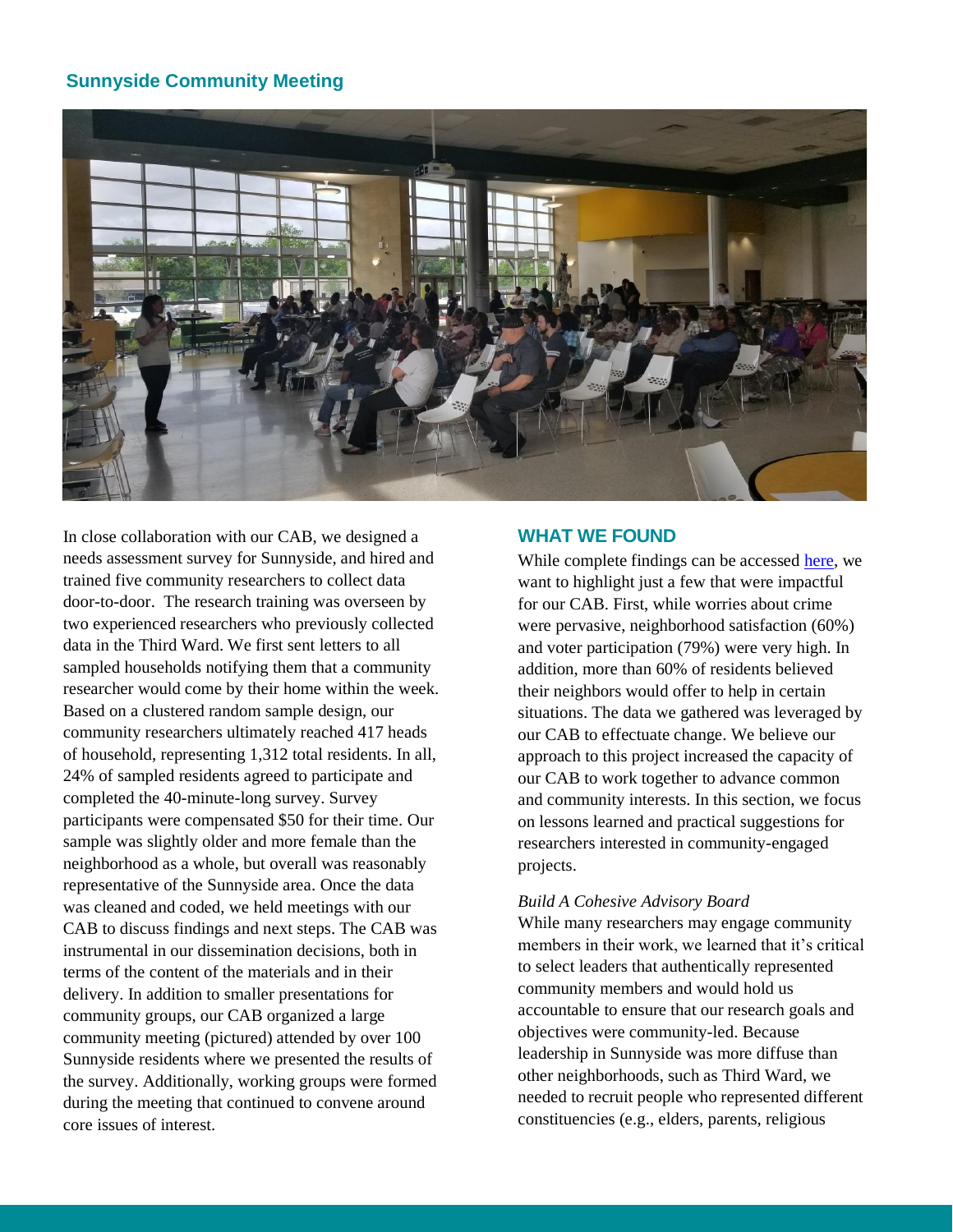## Sunnyside Community Meeting

In close collaboration with our CAB, we designed a needs assessment survey for Sunnyside, and hired and trained five community researchers to collect data door-to-door. The research training was overseen by two experienced researchers who previously collected data in the Third Ward. We first sent letters to all sampled households notifying them that a community researcher would come by their home within the week. Based on a clustered random sample design, our community researchers ultimately reached 417 heads of household, representing 1,312 total residents. In all, 24% of sampled residents agreed to participate and completed the 40-minute-long survey. Survey participants were compensated $50 for their time. Our sample was slightly older and more female than the neighborhood as a whole, but overall was reasonably representative of the Sunnyside area. Once the data was cleaned and coded, we held meetings with our CAB to discuss findings and next steps. The CAB was instrumental in our dissemination decisions, both in terms of the content of the materials and in their delivery. In addition to smaller presentations for community groups, our CAB organized a large community meeting (pictured) attended by over 100 Sunnyside residents where we presented the results of the survey. Additionally, working groups were formed during the meeting that continued to convene around core issues of interest.

## WHAT WE FOUND

While complete findings can be accessed [here](), we want to highlight just a few that were impactful for our CAB. First, while worries about crime were pervasive, neighborhood satisfaction (60%) and voter participation (79%) were very high. In addition, more than 60% of residents believed their neighbors would offer to help in certain situations. The data we gathered was leveraged by our CAB to effectuate change. We believe our approach to this project increased the capacity of our CAB to work together to advance common and community interests. In this section, we focus on lessons learned and practical suggestions for researchers interested in community-engaged projects.

*Build A Cohesive Advisory Board*

While many researchers may engage community members in their work, we learned that it's critical to select leaders that authentically represented community members and would hold us accountable to ensure that our research goals and objectives were community-led. Because leadership in Sunnyside was more diffuse than other neighborhoods, such as Third Ward, we needed to recruit people who represented different constituencies (e.g., elders, parents, religious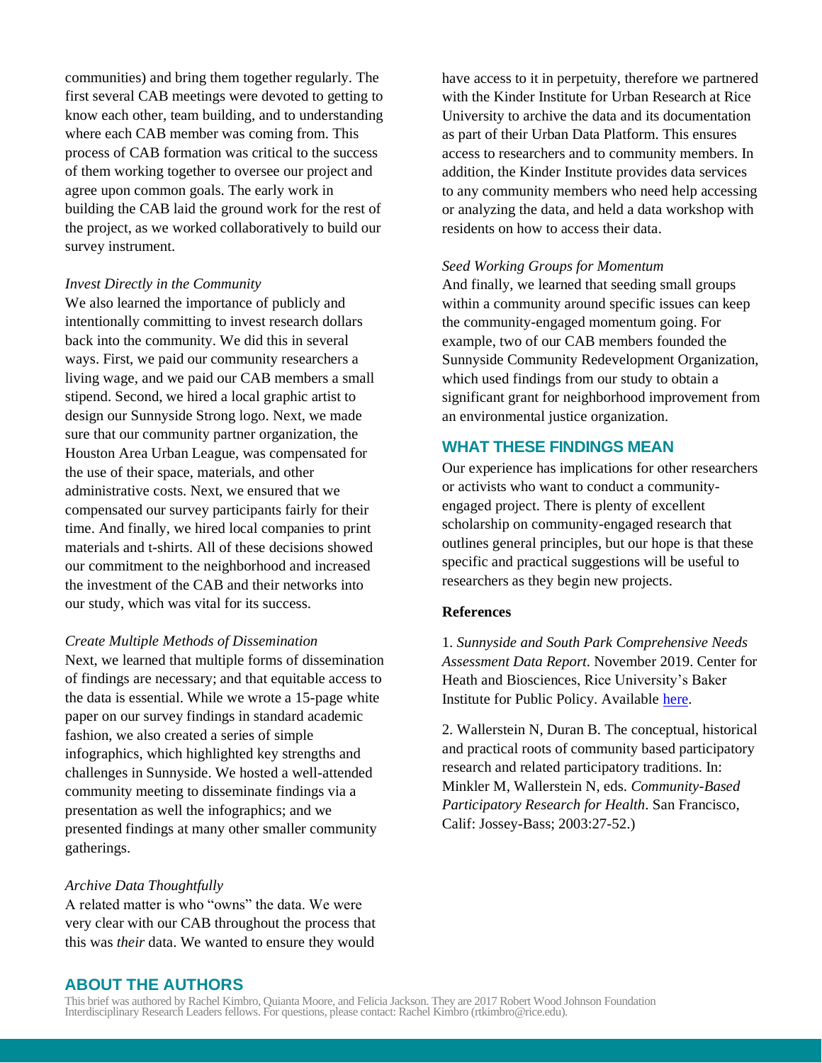communities) and bring them together regularly. The first several CAB meetings were devoted to getting to know each other, team building, and to understanding where each CAB member was coming from. This process of CAB formation was critical to the success of them working together to oversee our project and agree upon common goals. The early work in building the CAB laid the ground work for the rest of the project, as we worked collaboratively to build our survey instrument.

*Invest Directly in the Community*

We also learned the importance of publicly and intentionally committing to invest research dollars back into the community. We did this in several ways. First, we paid our community researchers a living wage, and we paid our CAB members a small stipend. Second, we hired a local graphic artist to design our Sunnyside Strong logo. Next, we made sure that our community partner organization, the Houston Area Urban League, was compensated for the use of their space, materials, and other administrative costs. Next, we ensured that we compensated our survey participants fairly for their time. And finally, we hired local companies to print materials and t-shirts. All of these decisions showed our commitment to the neighborhood and increased the investment of the CAB and their networks into our study, which was vital for its success.

*Create Multiple Methods of Dissemination*

Next, we learned that multiple forms of dissemination of findings are necessary; and that equitable access to the data is essential. While we wrote a 15-page white paper on our survey findings in standard academic fashion, we also created a series of simple infographics, which highlighted key strengths and challenges in Sunnyside. We hosted a well-attended community meeting to disseminate findings via a presentation as well the infographics; and we presented findings at many other smaller community gatherings.

*Archive Data Thoughtfully*

A related matter is who "owns" the data. We were very clear with our CAB throughout the process that this was *their* data. We wanted to ensure they would have access to it in perpetuity, therefore we partnered with the Kinder Institute for Urban Research at Rice University to archive the data and its documentation as part of their Urban Data Platform. This ensures access to researchers and to community members. In addition, the Kinder Institute provides data services to any community members who need help accessing or analyzing the data, and held a data workshop with residents on how to access their data.

*Seed Working Groups for Momentum*

And finally, we learned that seeding small groups within a community around specific issues can keep the community-engaged momentum going. For example, two of our CAB members founded the Sunnyside Community Redevelopment Organization, which used findings from our study to obtain a significant grant for neighborhood improvement from an environmental justice organization.

## WHAT THESE FINDINGS MEAN

Our experience has implications for other researchers or activists who want to conduct a community-engaged project. There is plenty of excellent scholarship on community-engaged research that outlines general principles, but our hope is that these specific and practical suggestions will be useful to researchers as they begin new projects.

**References**

1. *Sunnyside and South Park Comprehensive Needs Assessment Data Report*. November 2019. Center for Heath and Biosciences, Rice University's Baker Institute for Public Policy. Available here.

2. Wallerstein N, Duran B. The conceptual, historical and practical roots of community based participatory research and related participatory traditions. In: Minkler M, Wallerstein N, eds. *Community-Based Participatory Research for Health*. San Francisco, Calif: Jossey-Bass; 2003:27-52.)

## ABOUT THE AUTHORS

This brief was authored by Rachel Kimbro, Quianta Moore, and Felicia Jackson. They are 2017 Robert Wood Johnson Foundation Interdisciplinary Research Leaders fellows. For questions, please contact: Rachel Kimbro (rtkimbro@rice.edu).